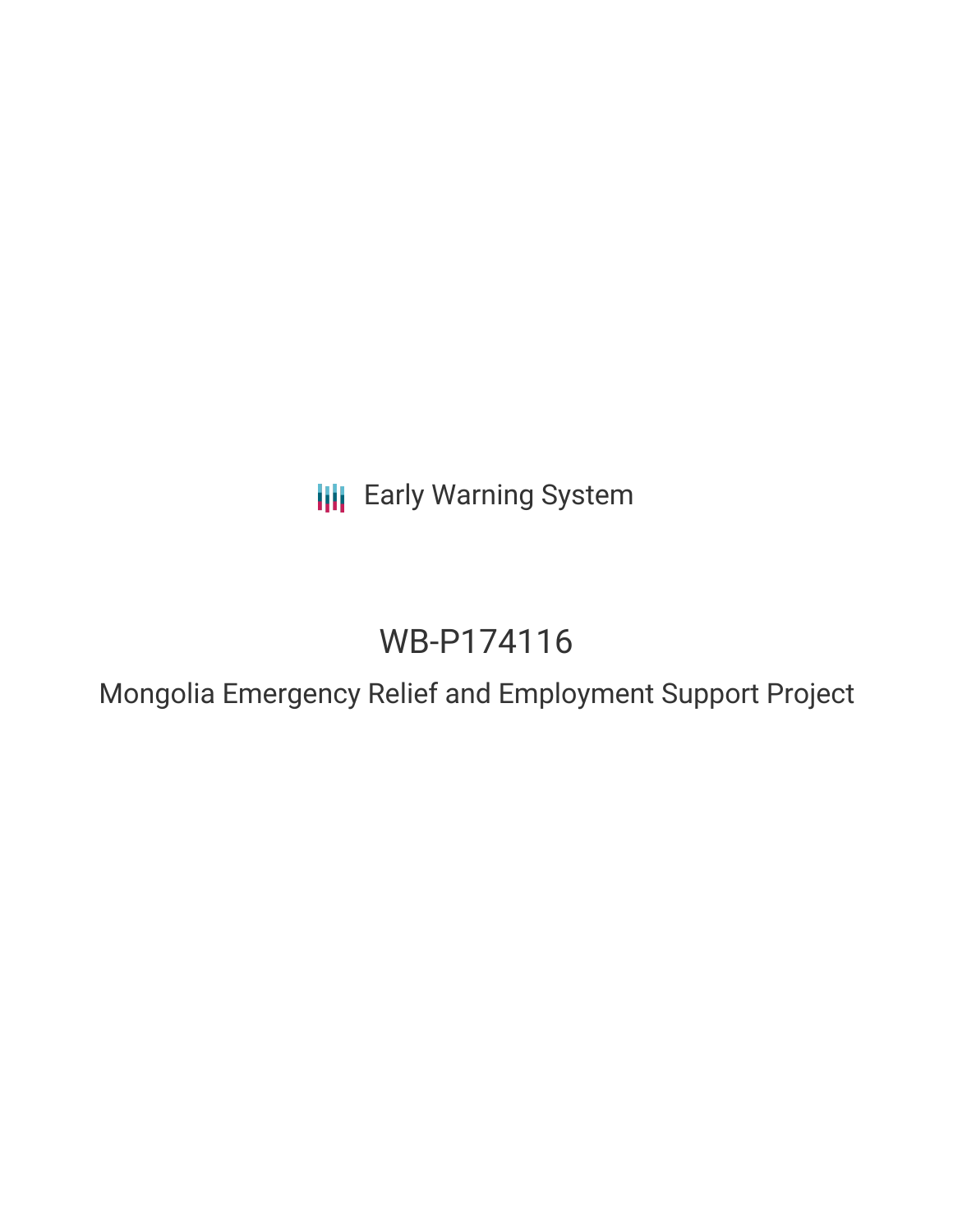Early Warning System

# WB-P174116

## Mongolia Emergency Relief and Employment Support Project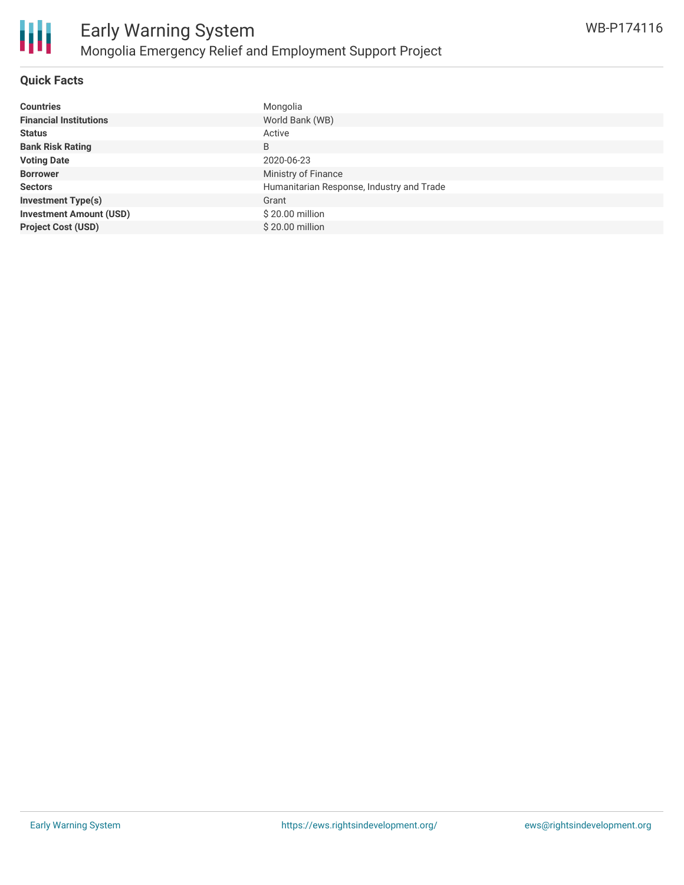# Early Warning System

## Mongolia Emergency Relief and Employment Support Project

WB-P174116

### Quick Facts

| | |
|---|---|
| **Countries** | Mongolia |
| **Financial Institutions** | World Bank (WB) |
| **Status** | Active |
| **Bank Risk Rating** | B |
| **Voting Date** | 2020-06-23 |
| **Borrower** | Ministry of Finance |
| **Sectors** | Humanitarian Response, Industry and Trade |
| **Investment Type(s)** | Grant |
| **Investment Amount (USD)** | $ 20.00 million |
| **Project Cost (USD)** | $ 20.00 million |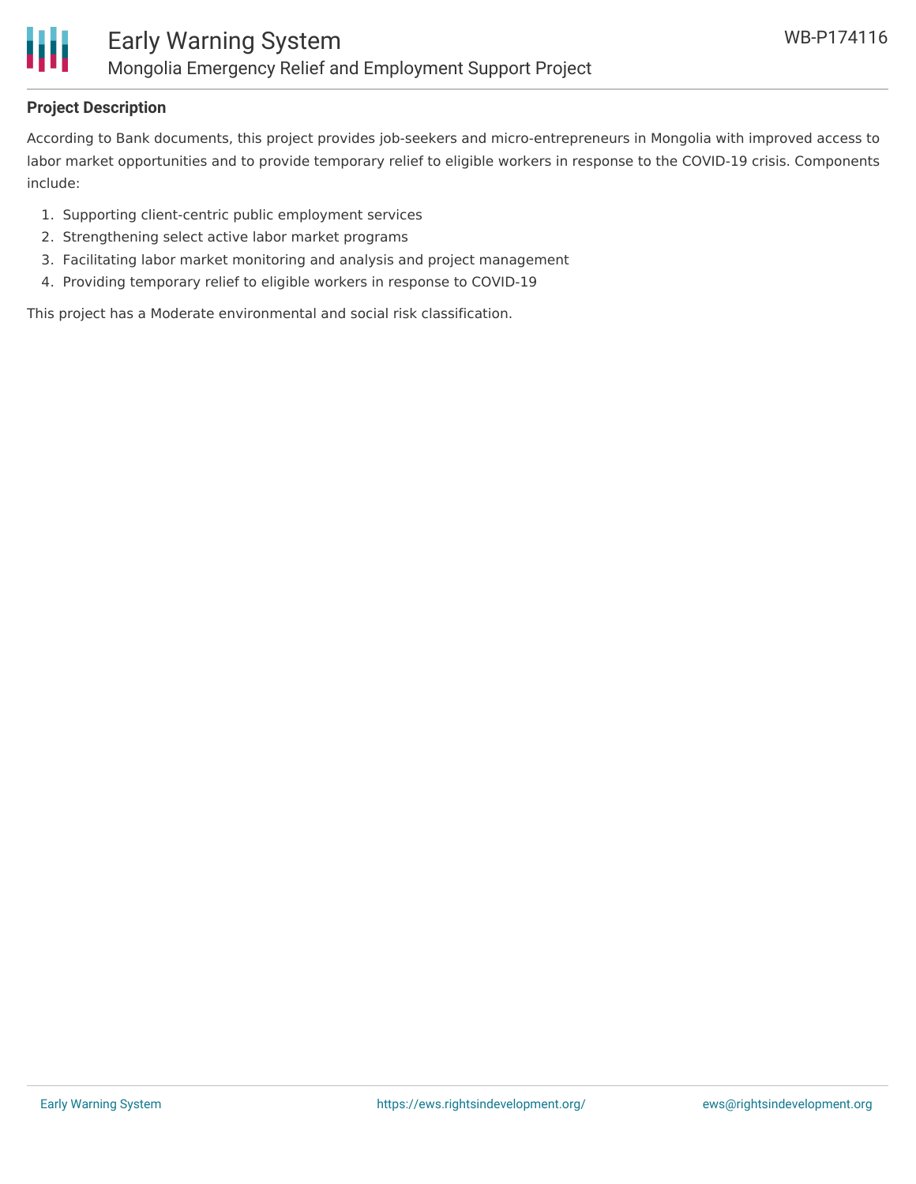## Project Description

According to Bank documents, this project provides job-seekers and micro-entrepreneurs in Mongolia with improved access to labor market opportunities and to provide temporary relief to eligible workers in response to the COVID-19 crisis. Components include:

1. Supporting client-centric public employment services
2. Strengthening select active labor market programs
3. Facilitating labor market monitoring and analysis and project management
4. Providing temporary relief to eligible workers in response to COVID-19

This project has a Moderate environmental and social risk classification.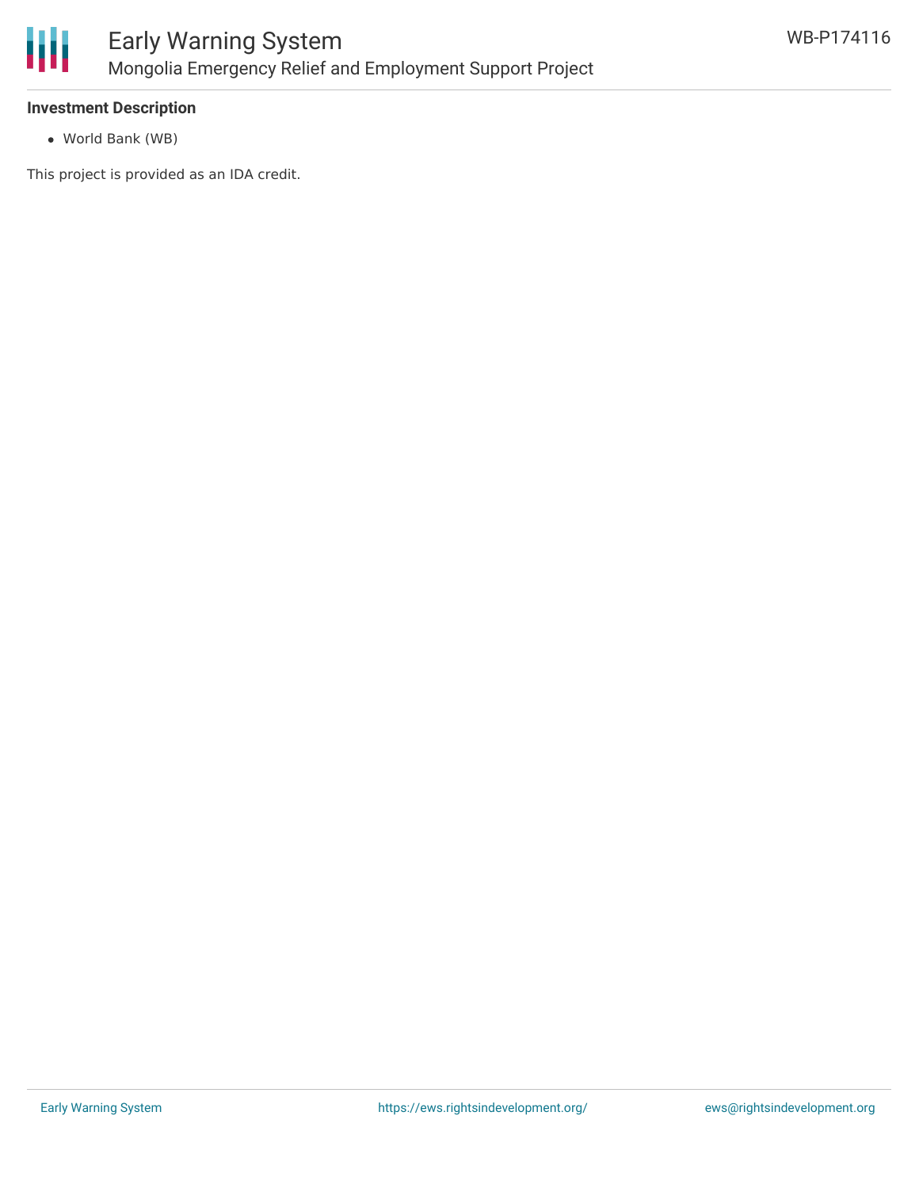**Investment Description**

- World Bank (WB)

This project is provided as an IDA credit.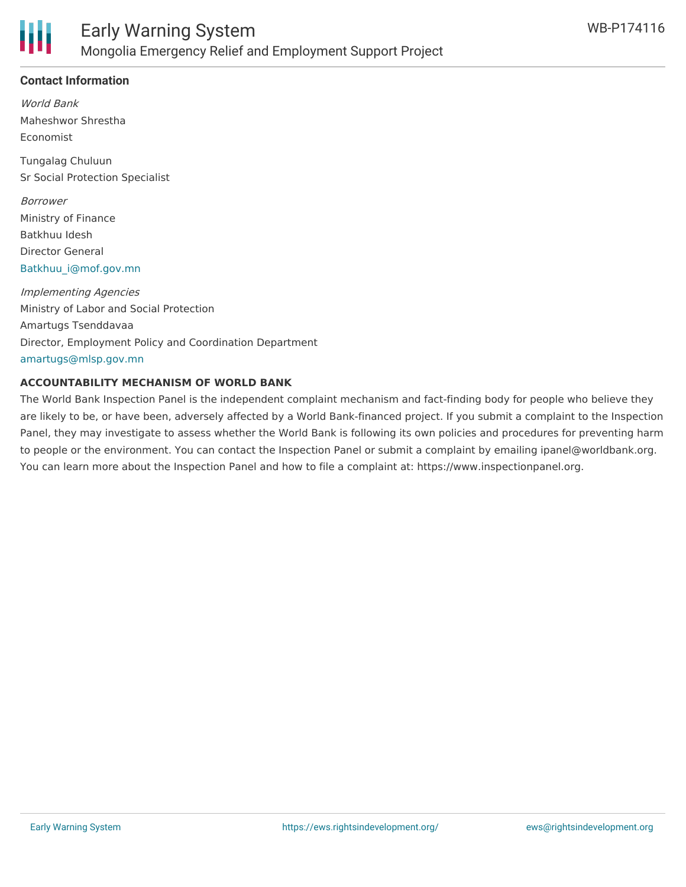## Contact Information

*World Bank*
Maheshwor Shrestha
Economist

Tungalag Chuluun
Sr Social Protection Specialist

*Borrower*
Ministry of Finance
Batkhuu Idesh
Director General
Batkhuu_i@mof.gov.mn

*Implementing Agencies*
Ministry of Labor and Social Protection
Amartugs Tsenddavaa
Director, Employment Policy and Coordination Department
amartugs@mlsp.gov.mn

**ACCOUNTABILITY MECHANISM OF WORLD BANK**

The World Bank Inspection Panel is the independent complaint mechanism and fact-finding body for people who believe they are likely to be, or have been, adversely affected by a World Bank-financed project. If you submit a complaint to the Inspection Panel, they may investigate to assess whether the World Bank is following its own policies and procedures for preventing harm to people or the environment. You can contact the Inspection Panel or submit a complaint by emailing ipanel@worldbank.org. You can learn more about the Inspection Panel and how to file a complaint at: https://www.inspectionpanel.org.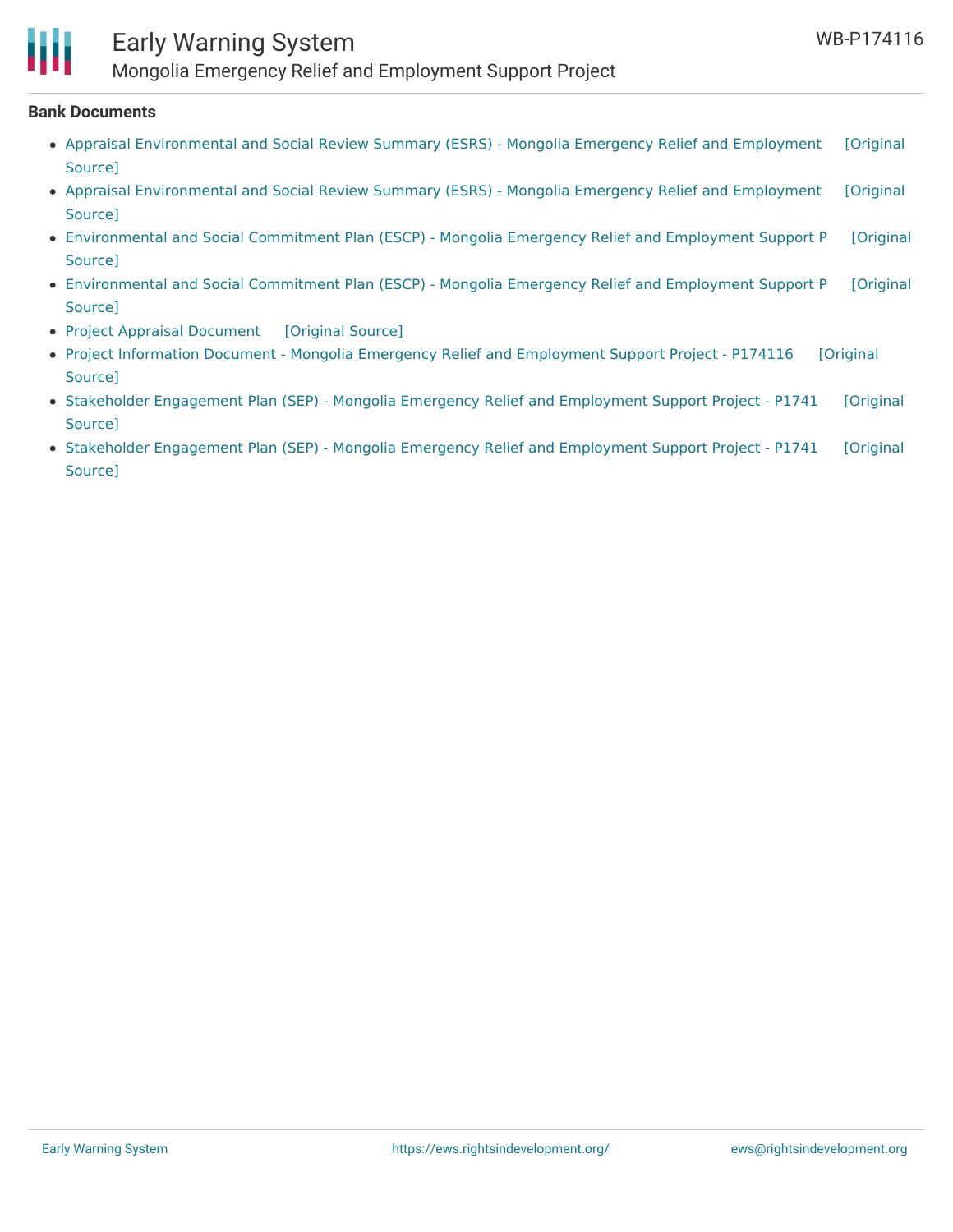**Bank Documents**

- Appraisal Environmental and Social Review Summary (ESRS) - Mongolia Emergency Relief and Employment [Original Source]
- Appraisal Environmental and Social Review Summary (ESRS) - Mongolia Emergency Relief and Employment [Original Source]
- Environmental and Social Commitment Plan (ESCP) - Mongolia Emergency Relief and Employment Support P [Original Source]
- Environmental and Social Commitment Plan (ESCP) - Mongolia Emergency Relief and Employment Support P [Original Source]
- Project Appraisal Document [Original Source]
- Project Information Document - Mongolia Emergency Relief and Employment Support Project - P174116 [Original Source]
- Stakeholder Engagement Plan (SEP) - Mongolia Emergency Relief and Employment Support Project - P1741 [Original Source]
- Stakeholder Engagement Plan (SEP) - Mongolia Emergency Relief and Employment Support Project - P1741 [Original Source]